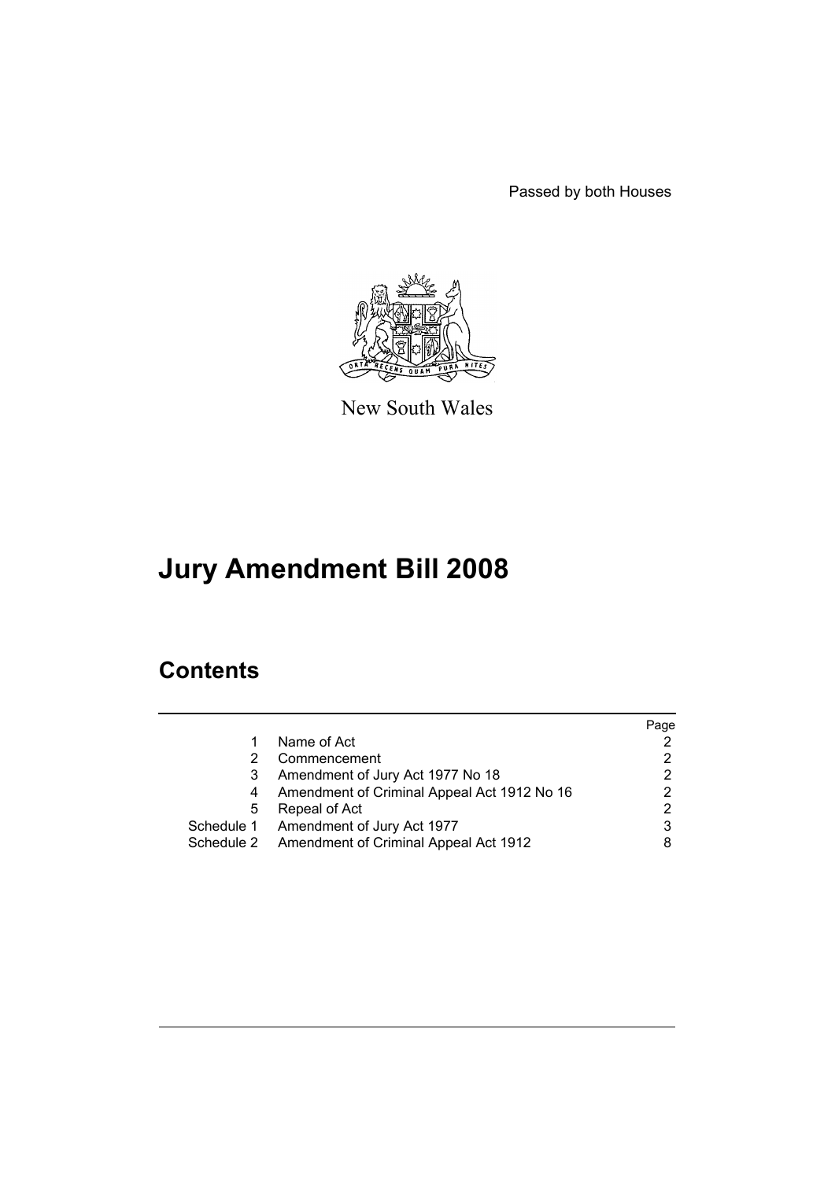Passed by both Houses

New South Wales

# Jury Amendment Bill 2008

## Contents

| | | Page |
|---|---|---|
| 1 | Name of Act | 2 |
| 2 | Commencement | 2 |
| 3 | Amendment of Jury Act 1977 No 18 | 2 |
| 4 | Amendment of Criminal Appeal Act 1912 No 16 | 2 |
| 5 | Repeal of Act | 2 |
| Schedule 1 | Amendment of Jury Act 1977 | 3 |
| Schedule 2 | Amendment of Criminal Appeal Act 1912 | 8 |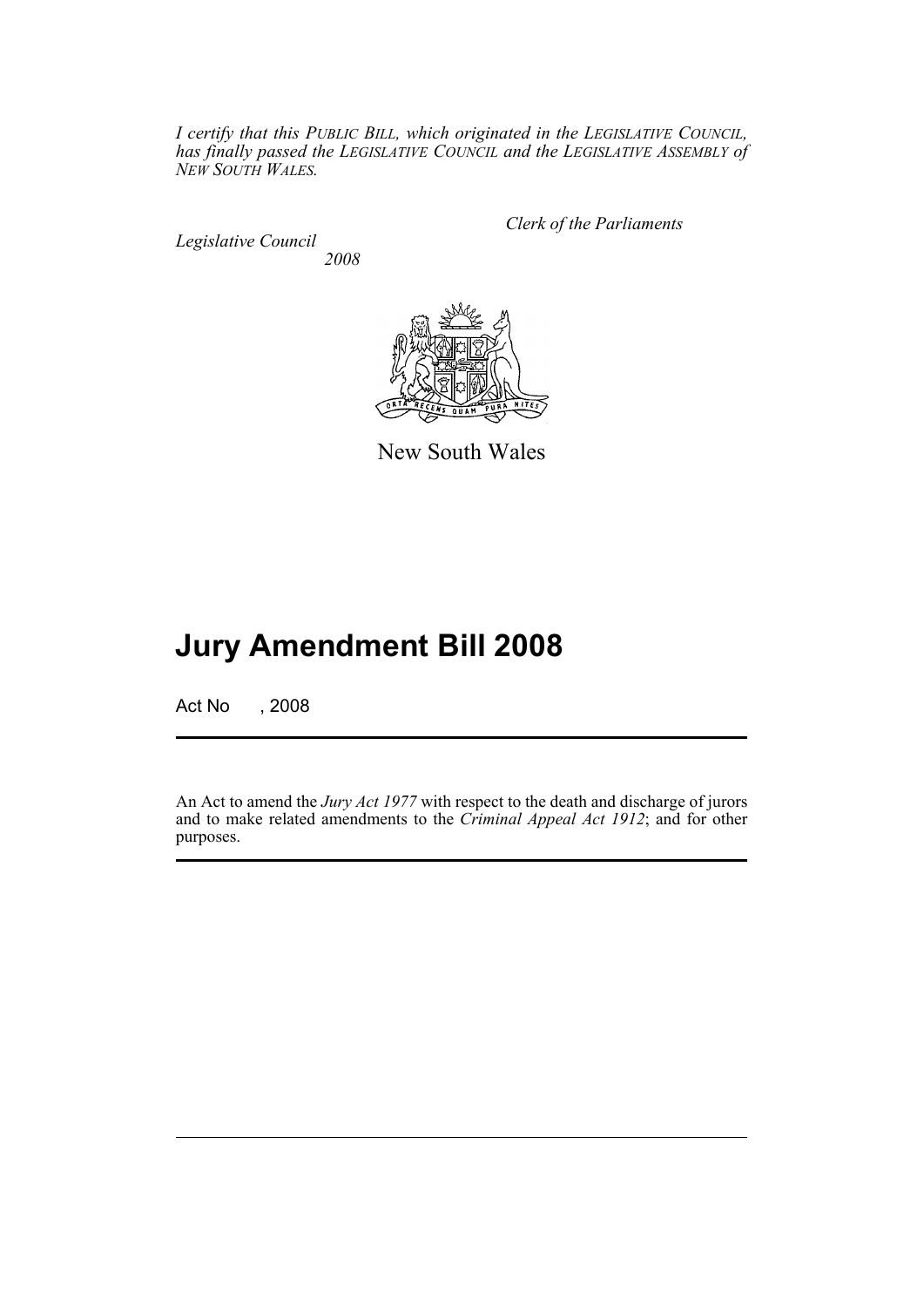*I certify that this PUBLIC BILL, which originated in the LEGISLATIVE COUNCIL, has finally passed the LEGISLATIVE COUNCIL and the LEGISLATIVE ASSEMBLY of NEW SOUTH WALES.*

*Clerk of the Parliaments*

*Legislative Council*

*2008*

New South Wales

# Jury Amendment Bill 2008

Act No , 2008

An Act to amend the *Jury Act 1977* with respect to the death and discharge of jurors and to make related amendments to the *Criminal Appeal Act 1912*; and for other purposes.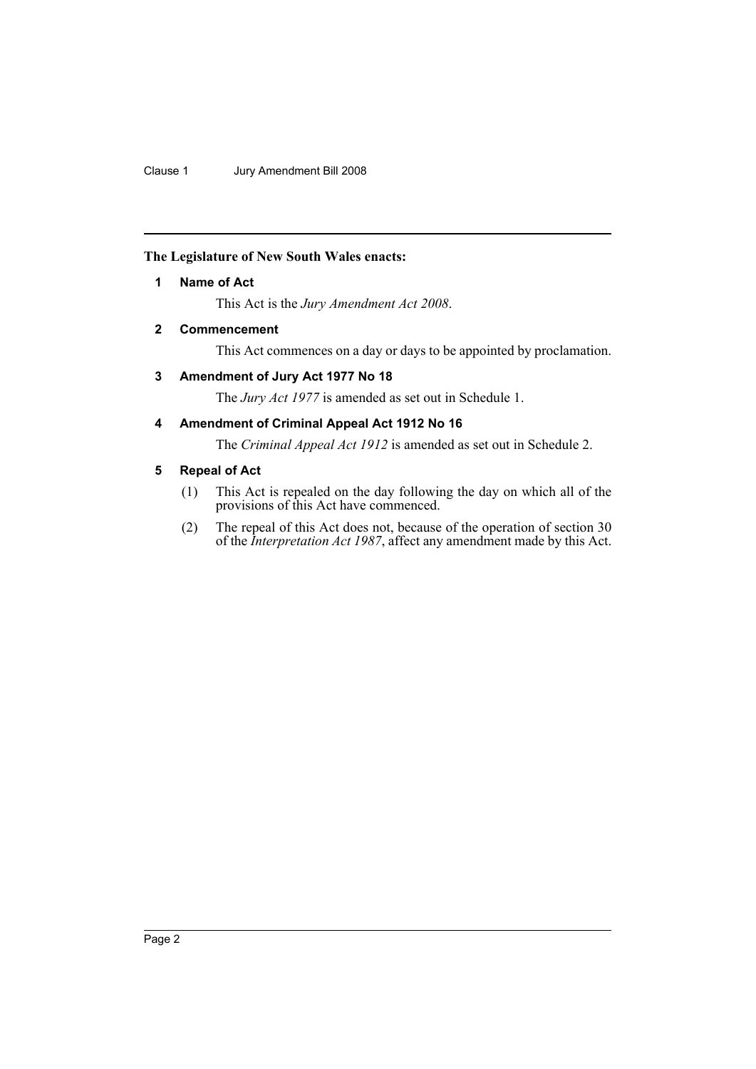**The Legislature of New South Wales enacts:**

**1 Name of Act**

This Act is the *Jury Amendment Act 2008*.

**2 Commencement**

This Act commences on a day or days to be appointed by proclamation.

**3 Amendment of Jury Act 1977 No 18**

The *Jury Act 1977* is amended as set out in Schedule 1.

**4 Amendment of Criminal Appeal Act 1912 No 16**

The *Criminal Appeal Act 1912* is amended as set out in Schedule 2.

**5 Repeal of Act**

(1) This Act is repealed on the day following the day on which all of the provisions of this Act have commenced.

(2) The repeal of this Act does not, because of the operation of section 30 of the *Interpretation Act 1987*, affect any amendment made by this Act.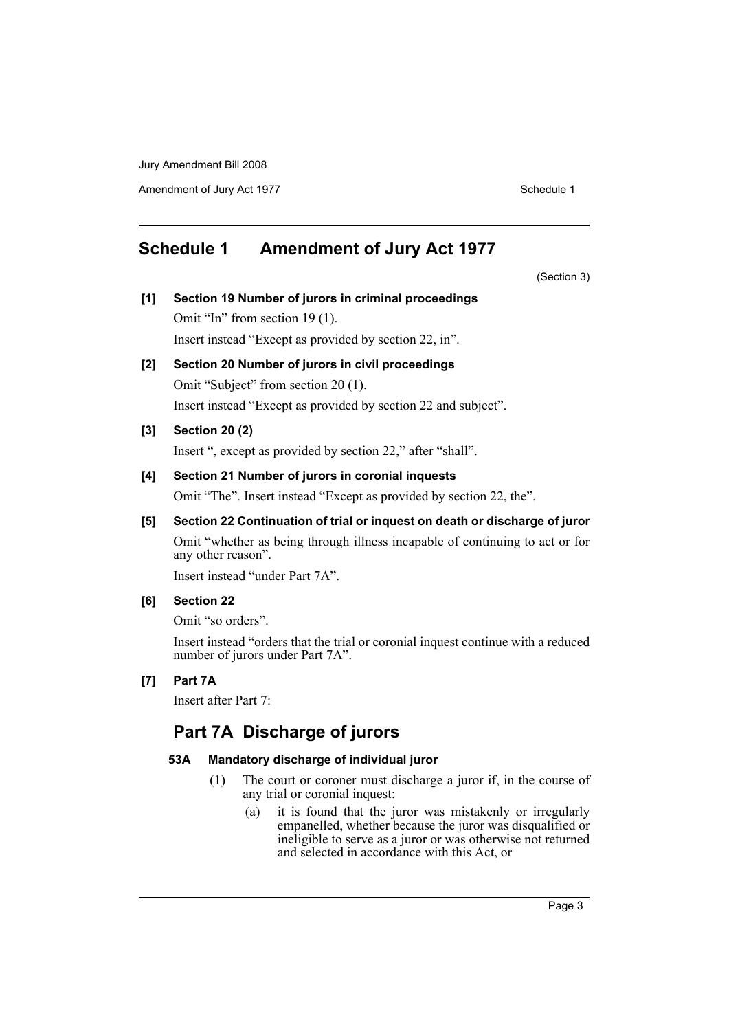## Schedule 1 Amendment of Jury Act 1977

(Section 3)

**[1] Section 19 Number of jurors in criminal proceedings**

Omit "In" from section 19 (1).

Insert instead "Except as provided by section 22, in".

**[2] Section 20 Number of jurors in civil proceedings**

Omit "Subject" from section 20 (1).

Insert instead "Except as provided by section 22 and subject".

**[3] Section 20 (2)**

Insert ", except as provided by section 22," after "shall".

**[4] Section 21 Number of jurors in coronial inquests**

Omit "The". Insert instead "Except as provided by section 22, the".

**[5] Section 22 Continuation of trial or inquest on death or discharge of juror**

Omit "whether as being through illness incapable of continuing to act or for any other reason".

Insert instead "under Part 7A".

**[6] Section 22**

Omit "so orders".

Insert instead "orders that the trial or coronial inquest continue with a reduced number of jurors under Part 7A".

**[7] Part 7A**

Insert after Part 7:

## Part 7A Discharge of jurors

#### 53A Mandatory discharge of individual juror

(1) The court or coroner must discharge a juror if, in the course of any trial or coronial inquest:

(a) it is found that the juror was mistakenly or irregularly empanelled, whether because the juror was disqualified or ineligible to serve as a juror or was otherwise not returned and selected in accordance with this Act, or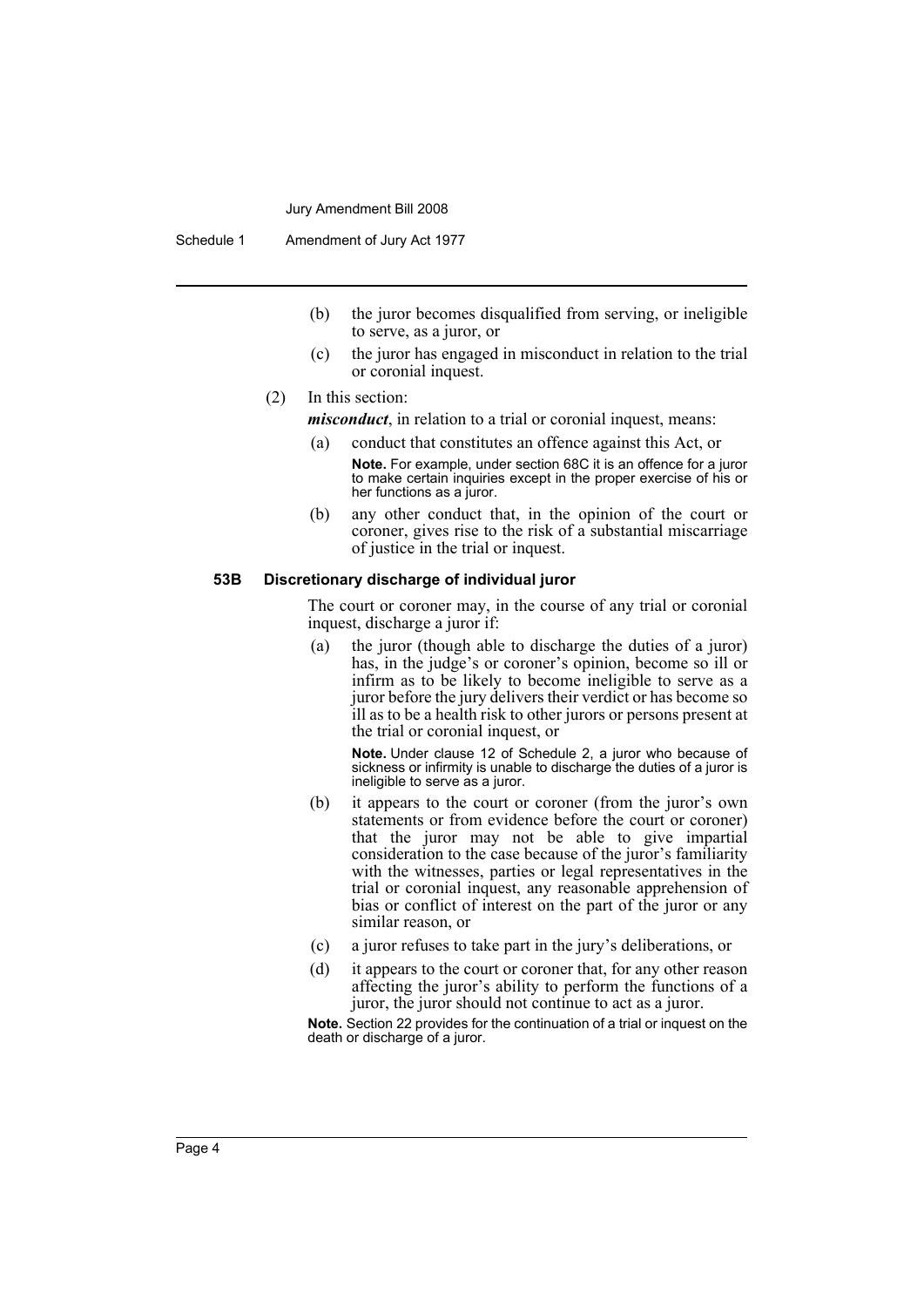(b) the juror becomes disqualified from serving, or ineligible to serve, as a juror, or

(c) the juror has engaged in misconduct in relation to the trial or coronial inquest.

(2) In this section:

***misconduct***, in relation to a trial or coronial inquest, means:

(a) conduct that constitutes an offence against this Act, or

**Note.** For example, under section 68C it is an offence for a juror to make certain inquiries except in the proper exercise of his or her functions as a juror.

(b) any other conduct that, in the opinion of the court or coroner, gives rise to the risk of a substantial miscarriage of justice in the trial or inquest.

### 53B Discretionary discharge of individual juror

The court or coroner may, in the course of any trial or coronial inquest, discharge a juror if:

(a) the juror (though able to discharge the duties of a juror) has, in the judge's or coroner's opinion, become so ill or infirm as to be likely to become ineligible to serve as a juror before the jury delivers their verdict or has become so ill as to be a health risk to other jurors or persons present at the trial or coronial inquest, or

**Note.** Under clause 12 of Schedule 2, a juror who because of sickness or infirmity is unable to discharge the duties of a juror is ineligible to serve as a juror.

(b) it appears to the court or coroner (from the juror's own statements or from evidence before the court or coroner) that the juror may not be able to give impartial consideration to the case because of the juror's familiarity with the witnesses, parties or legal representatives in the trial or coronial inquest, any reasonable apprehension of bias or conflict of interest on the part of the juror or any similar reason, or

(c) a juror refuses to take part in the jury's deliberations, or

(d) it appears to the court or coroner that, for any other reason affecting the juror's ability to perform the functions of a juror, the juror should not continue to act as a juror.

**Note.** Section 22 provides for the continuation of a trial or inquest on the death or discharge of a juror.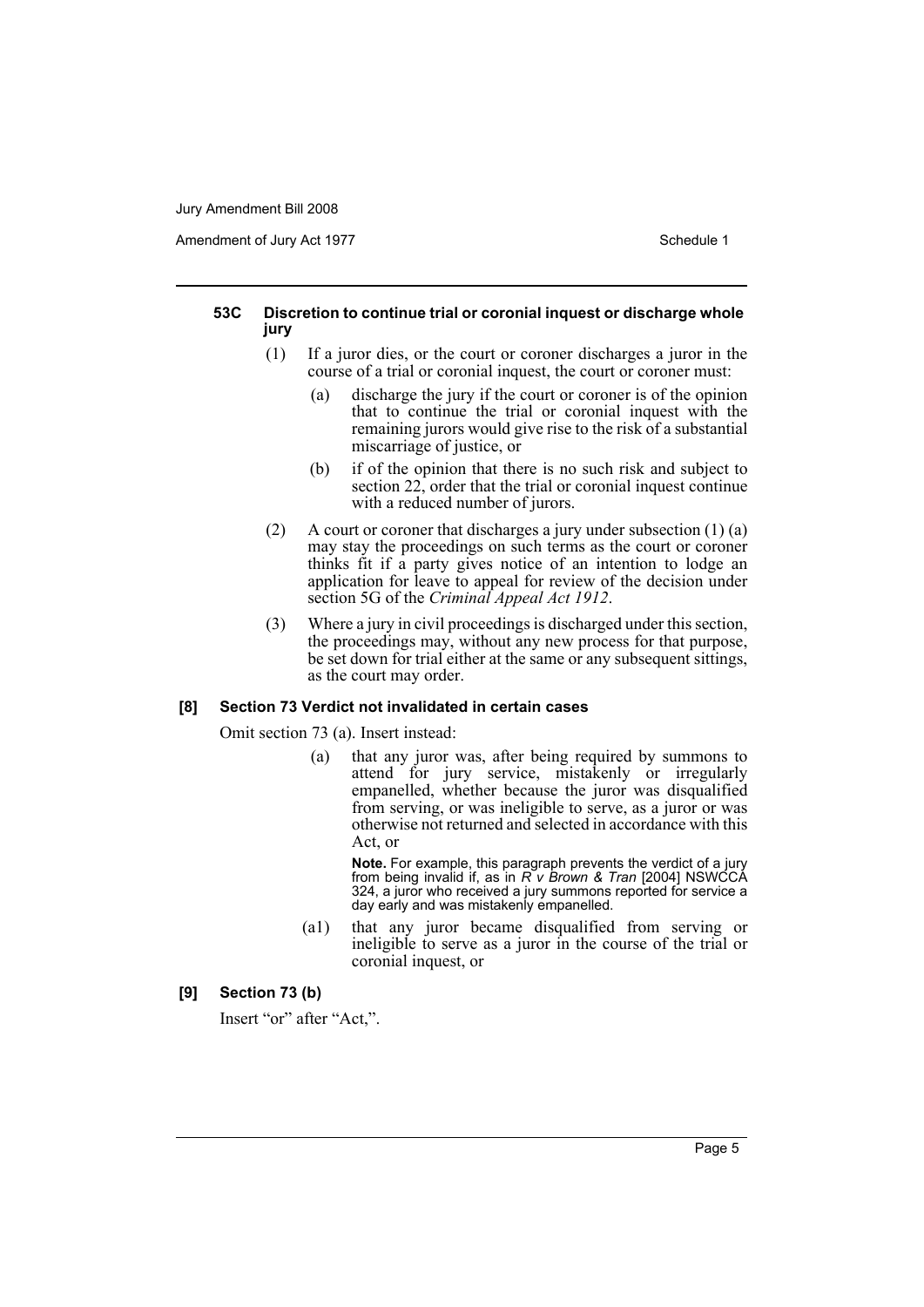#### 53C Discretion to continue trial or coronial inquest or discharge whole jury

(1) If a juror dies, or the court or coroner discharges a juror in the course of a trial or coronial inquest, the court or coroner must:

(a) discharge the jury if the court or coroner is of the opinion that to continue the trial or coronial inquest with the remaining jurors would give rise to the risk of a substantial miscarriage of justice, or

(b) if of the opinion that there is no such risk and subject to section 22, order that the trial or coronial inquest continue with a reduced number of jurors.

(2) A court or coroner that discharges a jury under subsection (1) (a) may stay the proceedings on such terms as the court or coroner thinks fit if a party gives notice of an intention to lodge an application for leave to appeal for review of the decision under section 5G of the *Criminal Appeal Act 1912*.

(3) Where a jury in civil proceedings is discharged under this section, the proceedings may, without any new process for that purpose, be set down for trial either at the same or any subsequent sittings, as the court may order.

### [8] Section 73 Verdict not invalidated in certain cases

Omit section 73 (a). Insert instead:

(a) that any juror was, after being required by summons to attend for jury service, mistakenly or irregularly empanelled, whether because the juror was disqualified from serving, or was ineligible to serve, as a juror or was otherwise not returned and selected in accordance with this Act, or

**Note.** For example, this paragraph prevents the verdict of a jury from being invalid if, as in *R v Brown & Tran* [2004] NSWCCA 324, a juror who received a jury summons reported for service a day early and was mistakenly empanelled.

(a1) that any juror became disqualified from serving or ineligible to serve as a juror in the course of the trial or coronial inquest, or

### [9] Section 73 (b)

Insert "or" after "Act,".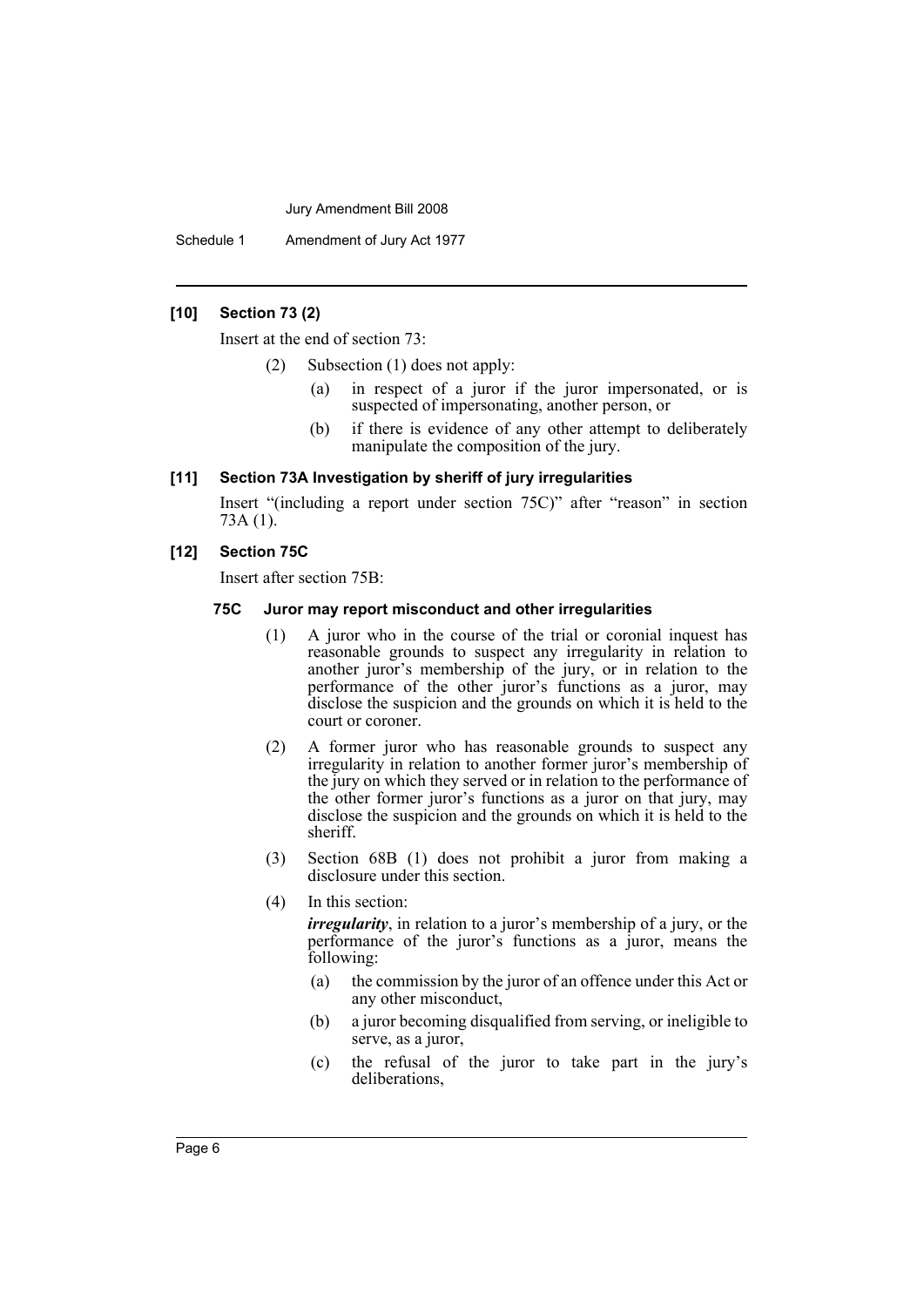### [10] Section 73 (2)

Insert at the end of section 73:

(2) Subsection (1) does not apply:

(a) in respect of a juror if the juror impersonated, or is suspected of impersonating, another person, or

(b) if there is evidence of any other attempt to deliberately manipulate the composition of the jury.

### [11] Section 73A Investigation by sheriff of jury irregularities

Insert "(including a report under section 75C)" after "reason" in section 73A (1).

### [12] Section 75C

Insert after section 75B:

#### 75C Juror may report misconduct and other irregularities

(1) A juror who in the course of the trial or coronial inquest has reasonable grounds to suspect any irregularity in relation to another juror's membership of the jury, or in relation to the performance of the other juror's functions as a juror, may disclose the suspicion and the grounds on which it is held to the court or coroner.

(2) A former juror who has reasonable grounds to suspect any irregularity in relation to another former juror's membership of the jury on which they served or in relation to the performance of the other former juror's functions as a juror on that jury, may disclose the suspicion and the grounds on which it is held to the sheriff.

(3) Section 68B (1) does not prohibit a juror from making a disclosure under this section.

(4) In this section:

***irregularity***, in relation to a juror's membership of a jury, or the performance of the juror's functions as a juror, means the following:

(a) the commission by the juror of an offence under this Act or any other misconduct,

(b) a juror becoming disqualified from serving, or ineligible to serve, as a juror,

(c) the refusal of the juror to take part in the jury's deliberations,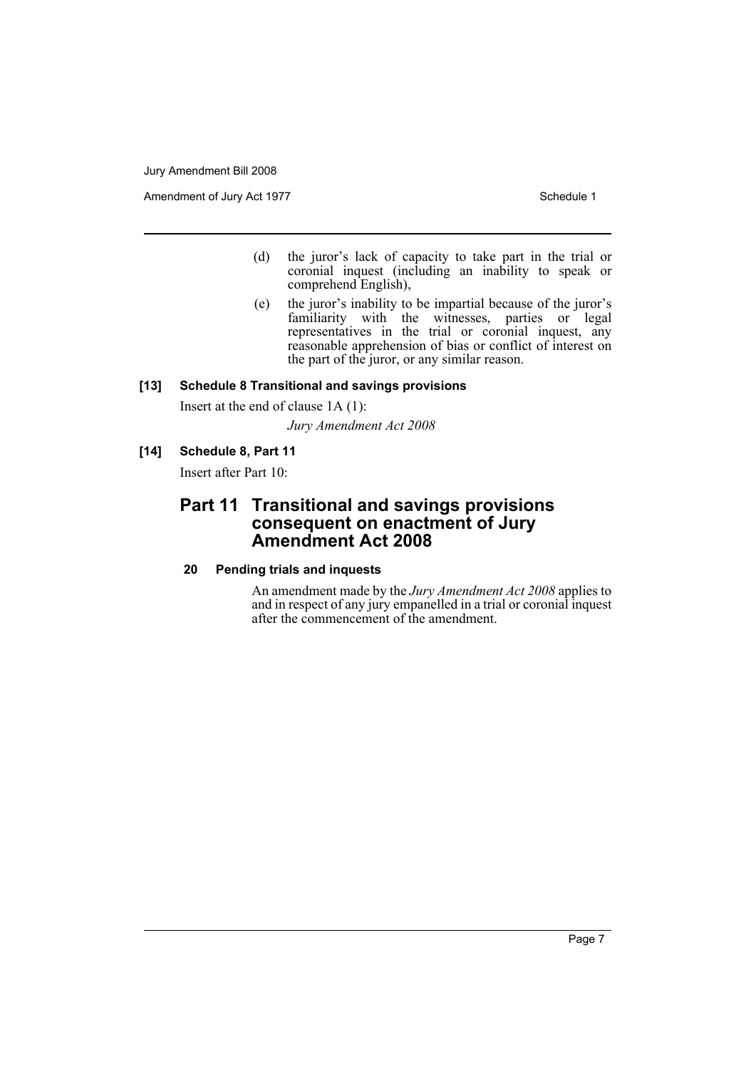(d) the juror's lack of capacity to take part in the trial or coronial inquest (including an inability to speak or comprehend English),

(e) the juror's inability to be impartial because of the juror's familiarity with the witnesses, parties or legal representatives in the trial or coronial inquest, any reasonable apprehension of bias or conflict of interest on the part of the juror, or any similar reason.

**[13] Schedule 8 Transitional and savings provisions**

Insert at the end of clause 1A (1):

*Jury Amendment Act 2008*

**[14] Schedule 8, Part 11**

Insert after Part 10:

## Part 11 Transitional and savings provisions consequent on enactment of Jury Amendment Act 2008

**20 Pending trials and inquests**

An amendment made by the *Jury Amendment Act 2008* applies to and in respect of any jury empanelled in a trial or coronial inquest after the commencement of the amendment.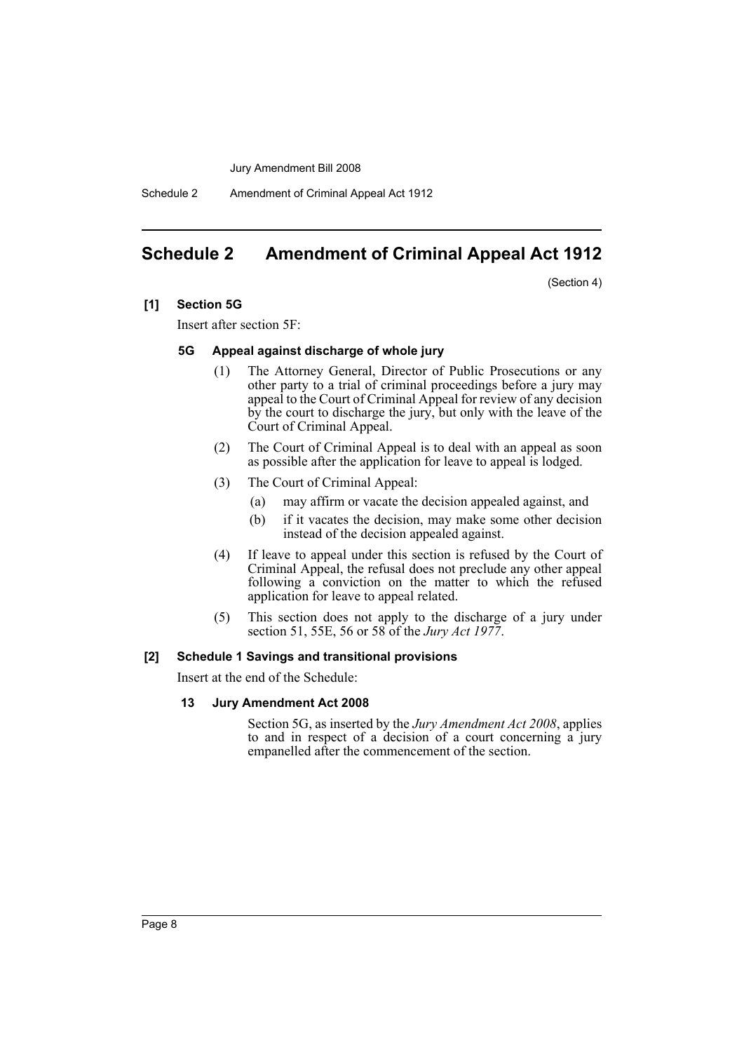# Schedule 2 Amendment of Criminal Appeal Act 1912

(Section 4)

**[1] Section 5G**

Insert after section 5F:

**5G Appeal against discharge of whole jury**

(1) The Attorney General, Director of Public Prosecutions or any other party to a trial of criminal proceedings before a jury may appeal to the Court of Criminal Appeal for review of any decision by the court to discharge the jury, but only with the leave of the Court of Criminal Appeal.

(2) The Court of Criminal Appeal is to deal with an appeal as soon as possible after the application for leave to appeal is lodged.

(3) The Court of Criminal Appeal:

(a) may affirm or vacate the decision appealed against, and

(b) if it vacates the decision, may make some other decision instead of the decision appealed against.

(4) If leave to appeal under this section is refused by the Court of Criminal Appeal, the refusal does not preclude any other appeal following a conviction on the matter to which the refused application for leave to appeal related.

(5) This section does not apply to the discharge of a jury under section 51, 55E, 56 or 58 of the *Jury Act 1977*.

**[2] Schedule 1 Savings and transitional provisions**

Insert at the end of the Schedule:

**13 Jury Amendment Act 2008**

Section 5G, as inserted by the *Jury Amendment Act 2008*, applies to and in respect of a decision of a court concerning a jury empanelled after the commencement of the section.